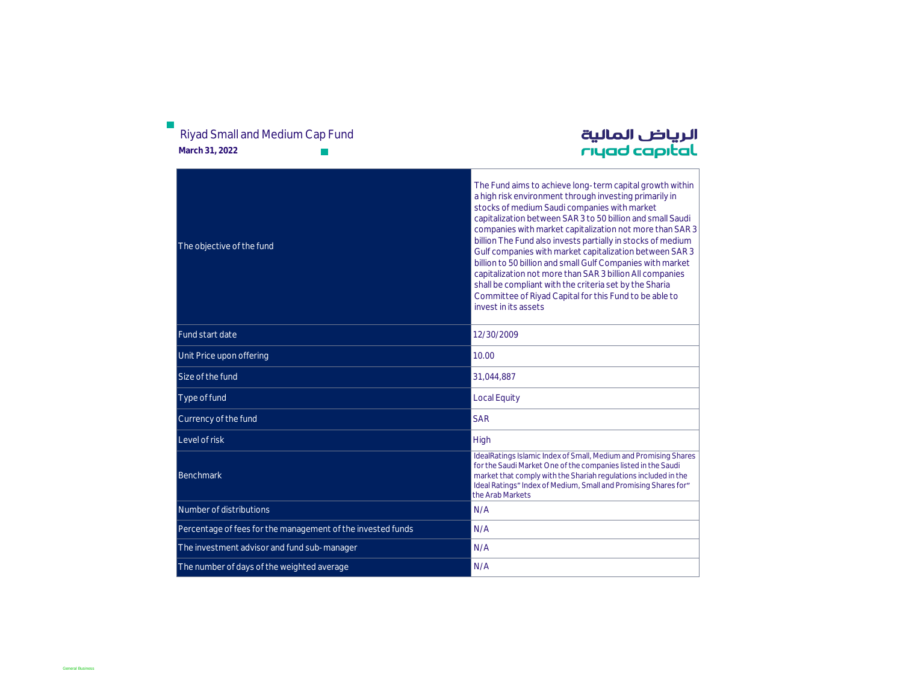# Riyad Small and Medium Cap Fund

**March 31, 2022**

الرياض المالية
riyad capital

| | |
|---|---|
| The objective of the fund | The Fund aims to achieve long-term capital growth within a high risk environment through investing primarily in stocks of medium Saudi companies with market capitalization between SAR 3 to 50 billion and small Saudi companies with market capitalization not more than SAR 3 billion The Fund also invests partially in stocks of medium Gulf companies with market capitalization between SAR 3 billion to 50 billion and small Gulf Companies with market capitalization not more than SAR 3 billion All companies shall be compliant with the criteria set by the Sharia Committee of Riyad Capital for this Fund to be able to invest in its assets |
| Fund start date | 12/30/2009 |
| Unit Price upon offering | 10.00 |
| Size of the fund | 31,044,887 |
| Type of fund | Local Equity |
| Currency of the fund | SAR |
| Level of risk | High |
| Benchmark | IdealRatings Islamic Index of Small, Medium and Promising Shares for the Saudi Market One of the companies listed in the Saudi market that comply with the Shariah regulations included in the Ideal Ratings" Index of Medium, Small and Promising Shares for" the Arab Markets |
| Number of distributions | N/A |
| Percentage of fees for the management of the invested funds | N/A |
| The investment advisor and fund sub-manager | N/A |
| The number of days of the weighted average | N/A |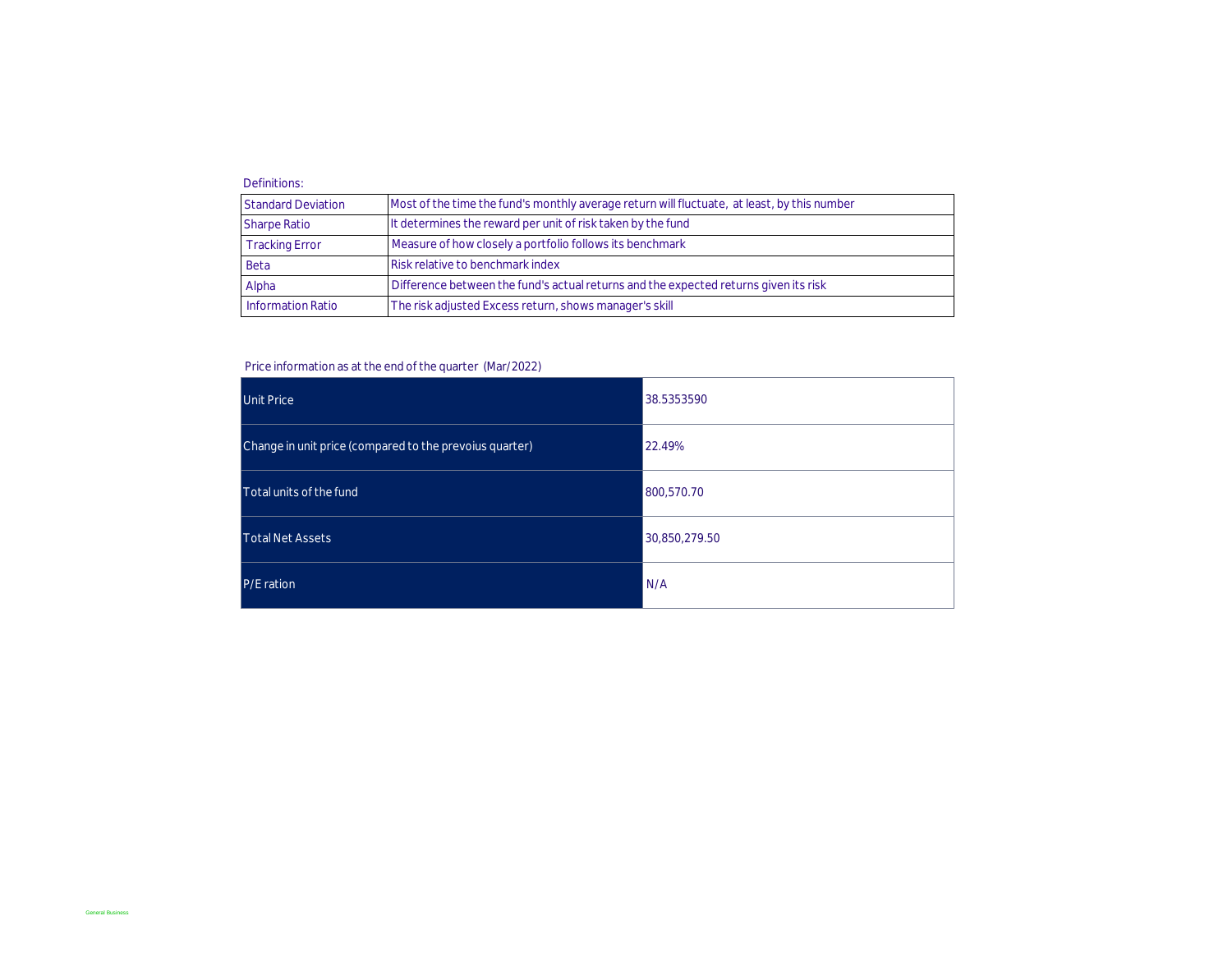Definitions:

| | |
|---|---|
| Standard Deviation | Most of the time the fund's monthly average return will fluctuate, at least, by this number |
| Sharpe Ratio | It determines the reward per unit of risk taken by the fund |
| Tracking Error | Measure of how closely a portfolio follows its benchmark |
| Beta | Risk relative to benchmark index |
| Alpha | Difference between the fund's actual returns and the expected returns given its risk |
| Information Ratio | The risk adjusted Excess return, shows manager's skill |

Price information as at the end of the quarter (Mar/2022)

| | |
|---|---|
| Unit Price | 38.5353590 |
| Change in unit price (compared to the prevoius quarter) | 22.49% |
| Total units of the fund | 800,570.70 |
| Total Net Assets | 30,850,279.50 |
| P/E ration | N/A |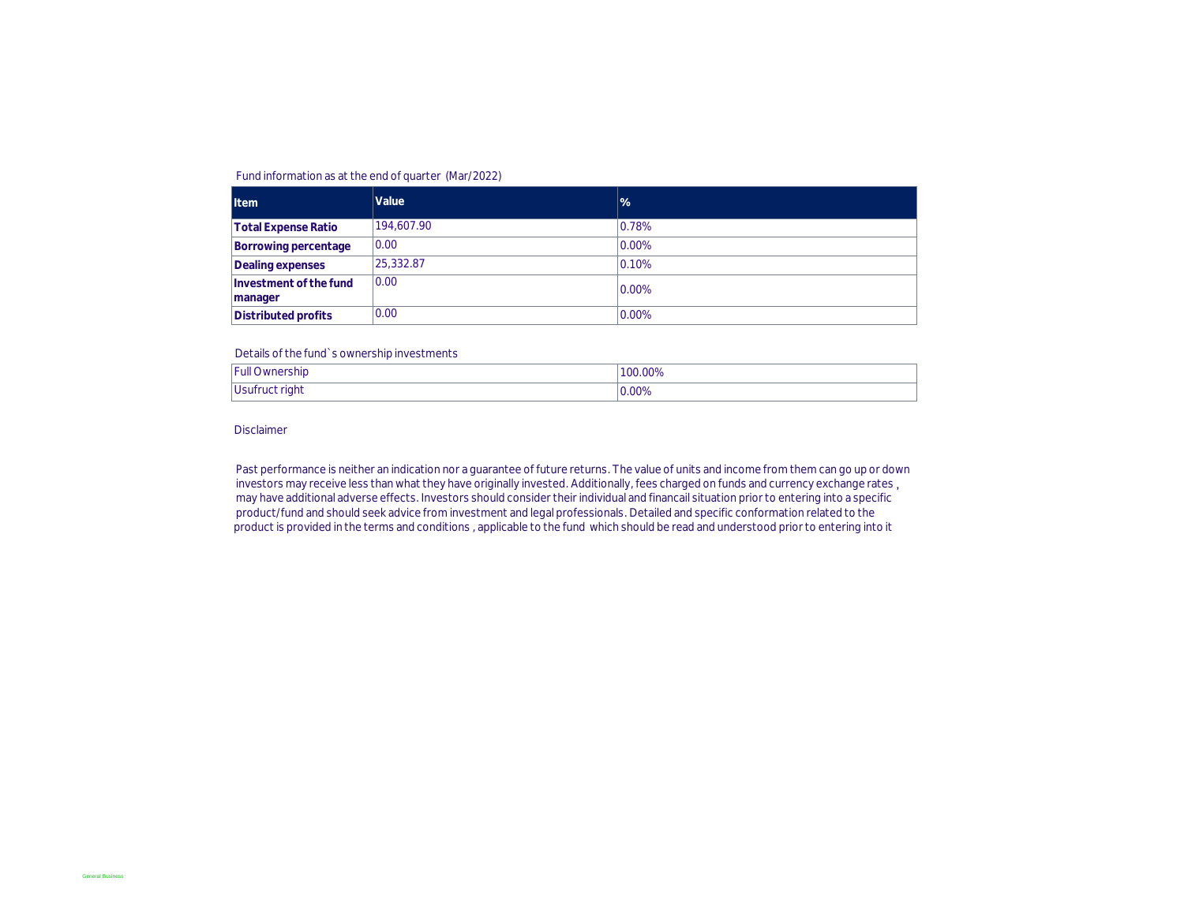Fund information as at the end of quarter (Mar/2022)

| Item | Value | % |
|---|---|---|
| **Total Expense Ratio** | 194,607.90 | 0.78% |
| **Borrowing percentage** | 0.00 | 0.00% |
| **Dealing expenses** | 25,332.87 | 0.10% |
| **Investment of the fund manager** | 0.00 | 0.00% |
| **Distributed profits** | 0.00 | 0.00% |

Details of the fund`s ownership investments

| | |
|---|---|
| Full Ownership | 100.00% |
| Usufruct right | 0.00% |

Disclaimer

Past performance is neither an indication nor a guarantee of future returns. The value of units and income from them can go up or down investors may receive less than what they have originally invested. Additionally, fees charged on funds and currency exchange rates , may have additional adverse effects. Investors should consider their individual and financail situation prior to entering into a specific product/fund and should seek advice from investment and legal professionals. Detailed and specific conformation related to the product is provided in the terms and conditions , applicable to the fund which should be read and understood prior to entering into it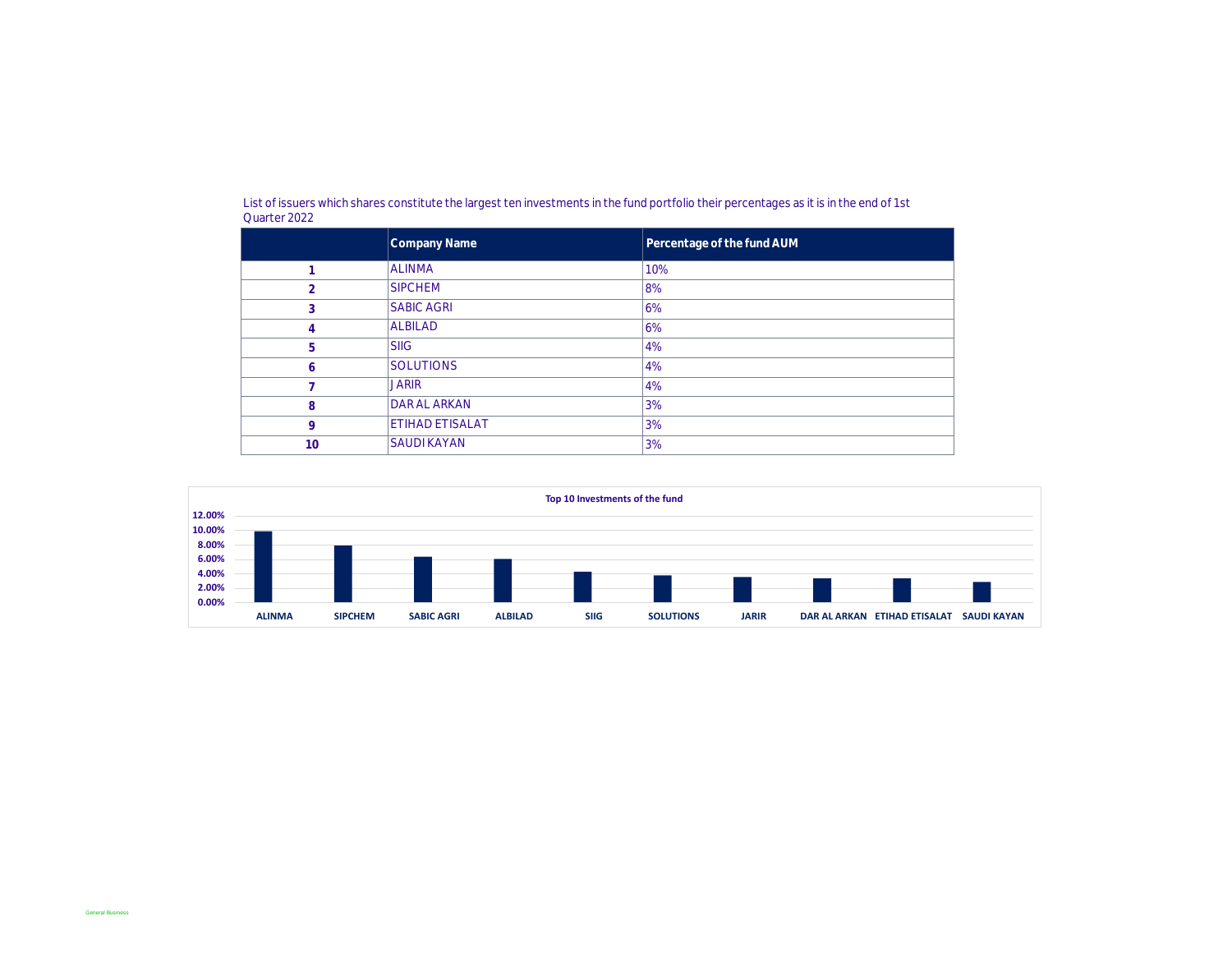List of issuers which shares constitute the largest ten investments in the fund portfolio their percentages as it is in the end of 1st Quarter 2022

| | Company Name | Percentage of the fund AUM |
|---|---|---|
| 1 | ALINMA | 10% |
| 2 | SIPCHEM | 8% |
| 3 | SABIC AGRI | 6% |
| 4 | ALBILAD | 6% |
| 5 | SIIG | 4% |
| 6 | SOLUTIONS | 4% |
| 7 | JARIR | 4% |
| 8 | DAR AL ARKAN | 3% |
| 9 | ETIHAD ETISALAT | 3% |
| 10 | SAUDI KAYAN | 3% |

**Top 10 Investments of the fund**

12.00%
10.00%
8.00%
6.00%
4.00%
2.00%
0.00%

ALINMA, SIPCHEM, SABIC AGRI, ALBILAD, SIIG, SOLUTIONS, JARIR, DAR AL ARKAN, ETIHAD ETISALAT, SAUDI KAYAN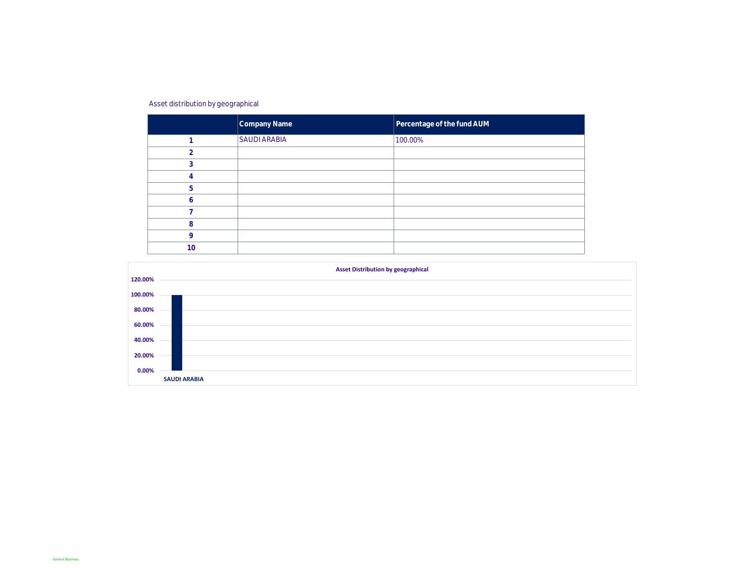Asset distribution by geographical

| | Company Name | Percentage of the fund AUM |
|---|---|---|
| 1 | SAUDI ARABIA | 100.00% |
| 2 | | |
| 3 | | |
| 4 | | |
| 5 | | |
| 6 | | |
| 7 | | |
| 8 | | |
| 9 | | |
| 10 | | |

Asset Distribution by geographical

| Country | Percentage |
|---|---|
| SAUDI ARABIA | 100.00% |

General Business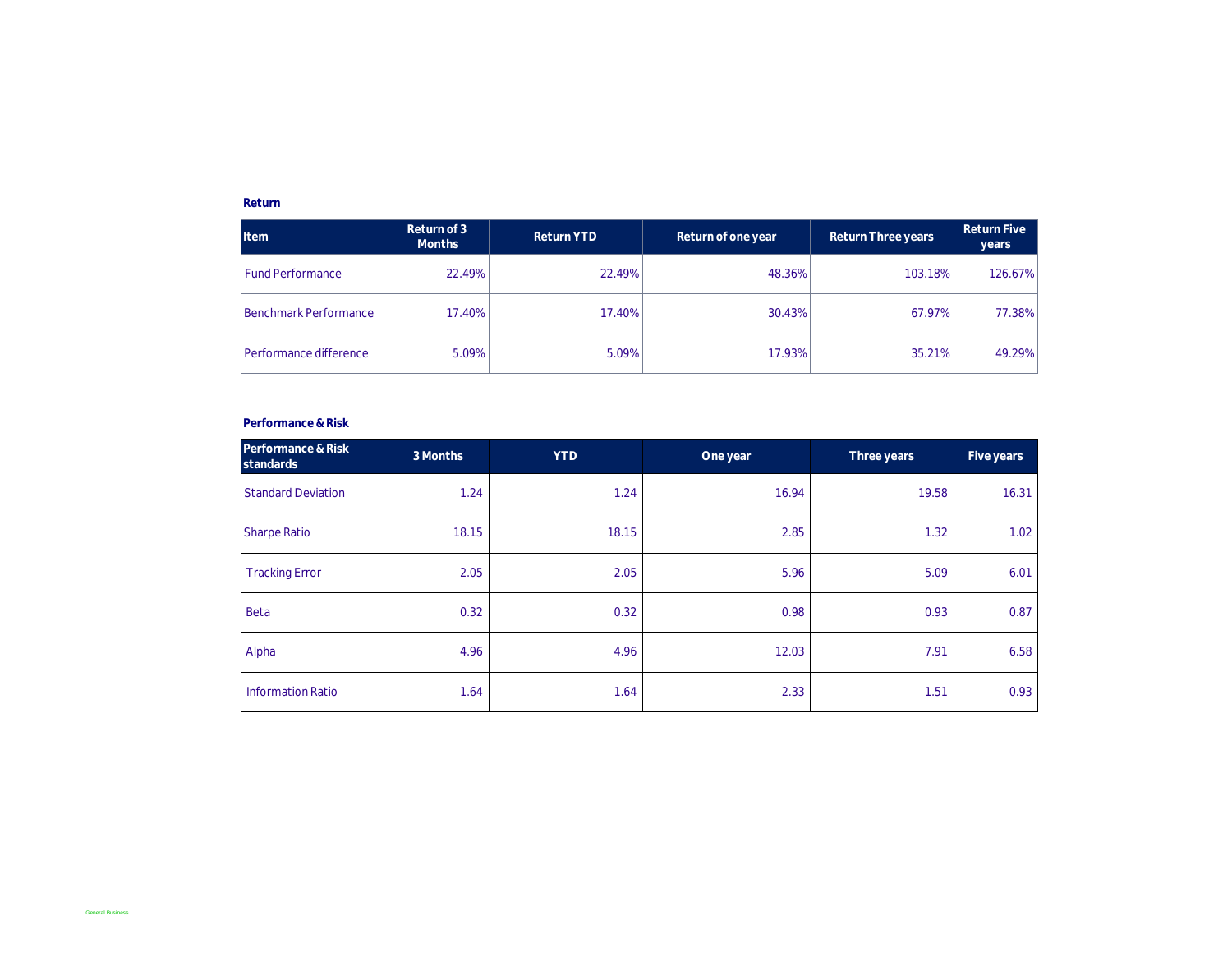## Return

| Item | Return of 3 Months | Return YTD | Return of one year | Return Three years | Return Five years |
|---|---|---|---|---|---|
| Fund Performance | 22.49% | 22.49% | 48.36% | 103.18% | 126.67% |
| Benchmark Performance | 17.40% | 17.40% | 30.43% | 67.97% | 77.38% |
| Performance difference | 5.09% | 5.09% | 17.93% | 35.21% | 49.29% |

## Performance & Risk

| Performance & Risk standards | 3 Months | YTD | One year | Three years | Five years |
|---|---|---|---|---|---|
| Standard Deviation | 1.24 | 1.24 | 16.94 | 19.58 | 16.31 |
| Sharpe Ratio | 18.15 | 18.15 | 2.85 | 1.32 | 1.02 |
| Tracking Error | 2.05 | 2.05 | 5.96 | 5.09 | 6.01 |
| Beta | 0.32 | 0.32 | 0.98 | 0.93 | 0.87 |
| Alpha | 4.96 | 4.96 | 12.03 | 7.91 | 6.58 |
| Information Ratio | 1.64 | 1.64 | 2.33 | 1.51 | 0.93 |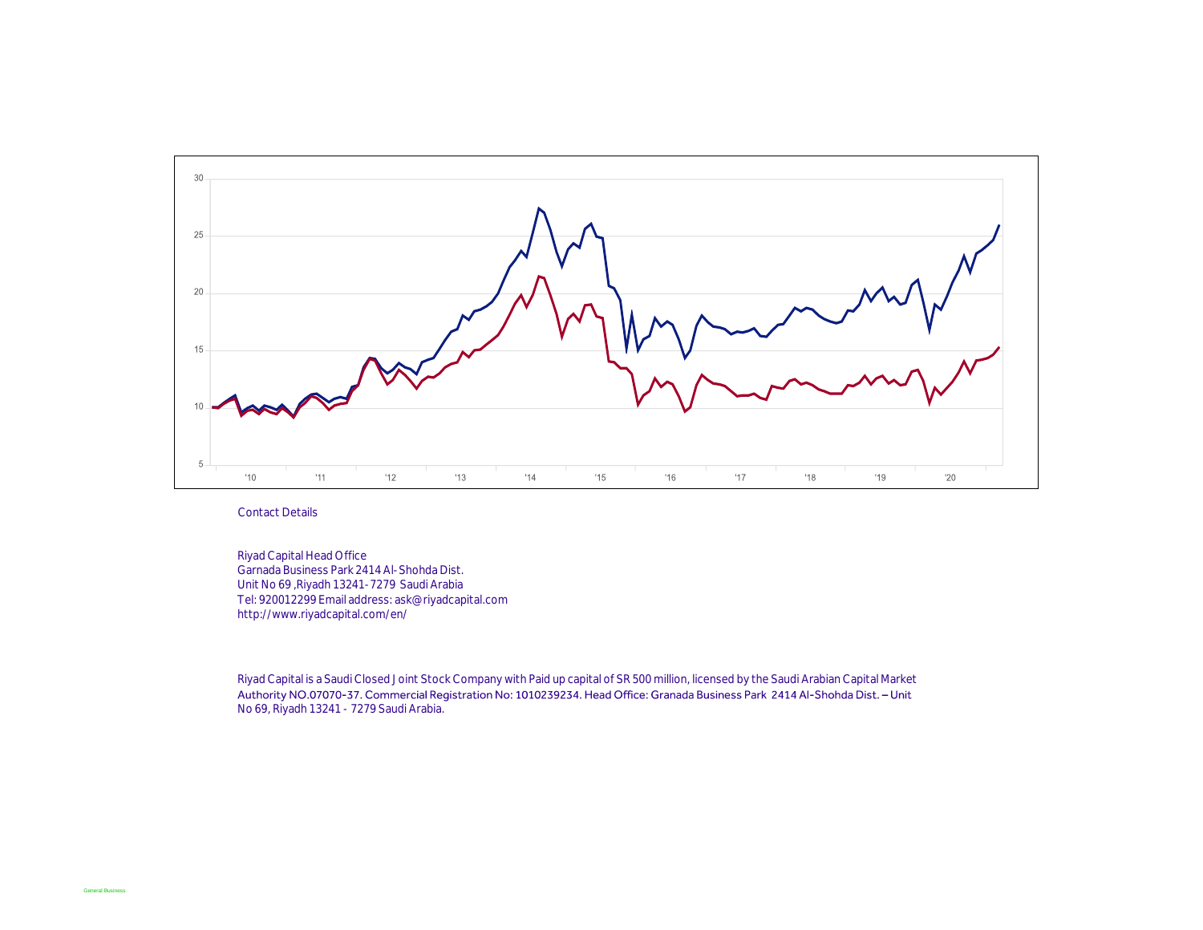30
25
20
15
10
5

'10 '11 '12 '13 '14 '15 '16 '17 '18 '19 '20

Contact Details

Riyad Capital Head Office
Garnada Business Park 2414 Al- Shohda Dist.
Unit No 69 ,Riyadh 13241- 7279 Saudi Arabia
Tel: 920012299 Email address: ask@riyadcapital.com
http://www.riyadcapital.com/en/

Riyad Capital is a Saudi Closed Joint Stock Company with Paid up capital of SR 500 million, licensed by the Saudi Arabian Capital Market Authority NO.07070-37. Commercial Registration No: 1010239234. Head Office: Granada Business Park 2414 Al-Shohda Dist. – Unit No 69, Riyadh 13241 - 7279 Saudi Arabia.

General Business